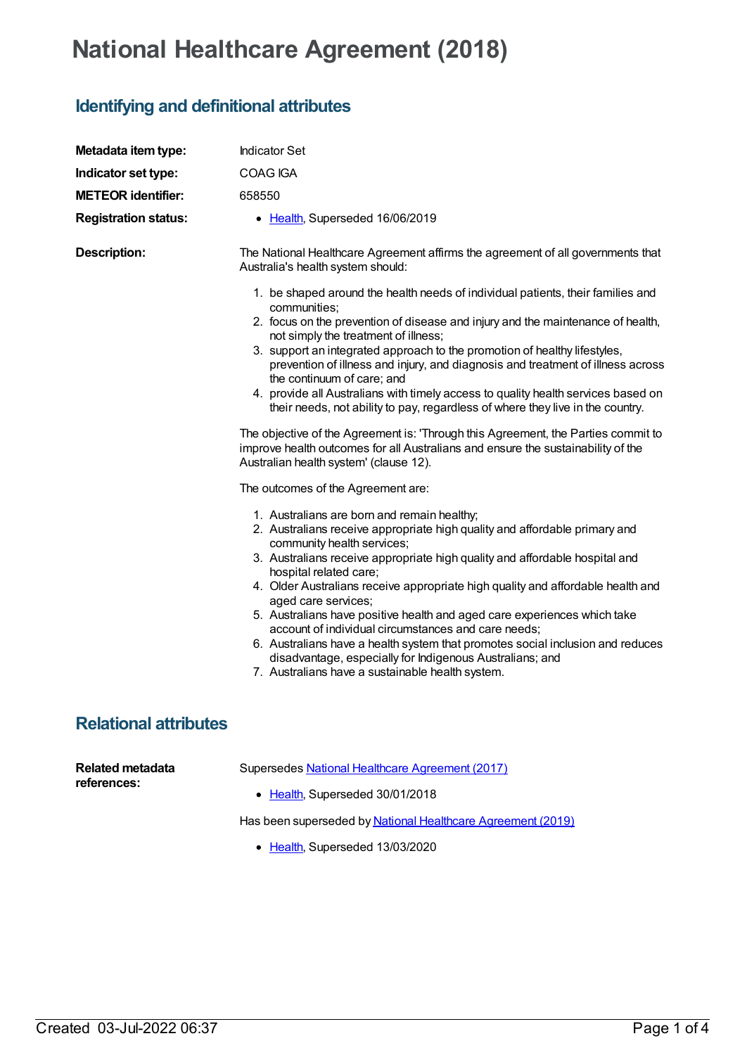# National Healthcare Agreement (2018)

## Identifying and definitional attributes

**Metadata item type:** Indicator Set

**Indicator set type:** COAG IGA

**METEOR identifier:** 658550

**Registration status:**

- Health, Superseded 16/06/2019

**Description:**

The National Healthcare Agreement affirms the agreement of all governments that Australia's health system should:

1. be shaped around the health needs of individual patients, their families and communities;
2. focus on the prevention of disease and injury and the maintenance of health, not simply the treatment of illness;
3. support an integrated approach to the promotion of healthy lifestyles, prevention of illness and injury, and diagnosis and treatment of illness across the continuum of care; and
4. provide all Australians with timely access to quality health services based on their needs, not ability to pay, regardless of where they live in the country.

The objective of the Agreement is: 'Through this Agreement, the Parties commit to improve health outcomes for all Australians and ensure the sustainability of the Australian health system' (clause 12).

The outcomes of the Agreement are:

1. Australians are born and remain healthy;
2. Australians receive appropriate high quality and affordable primary and community health services;
3. Australians receive appropriate high quality and affordable hospital and hospital related care;
4. Older Australians receive appropriate high quality and affordable health and aged care services;
5. Australians have positive health and aged care experiences which take account of individual circumstances and care needs;
6. Australians have a health system that promotes social inclusion and reduces disadvantage, especially for Indigenous Australians; and
7. Australians have a sustainable health system.

## Relational attributes

**Related metadata references:**

Supersedes National Healthcare Agreement (2017)

- Health, Superseded 30/01/2018

Has been superseded by National Healthcare Agreement (2019)

- Health, Superseded 13/03/2020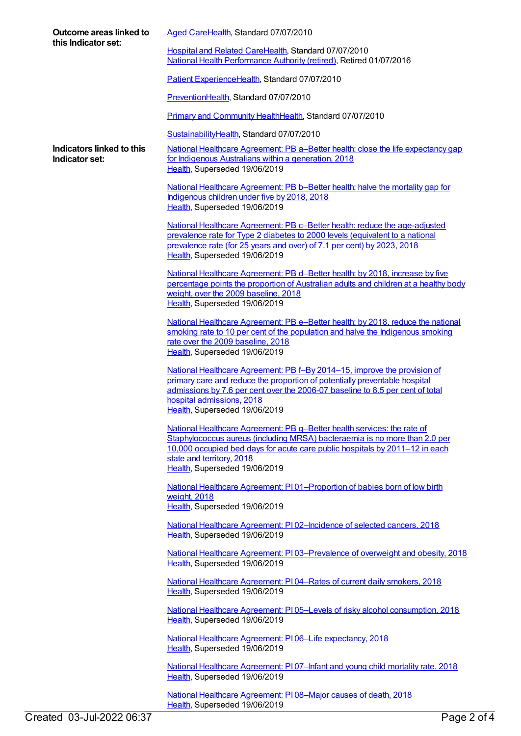**Outcome areas linked to this Indicator set:**

Aged CareHealth, Standard 07/07/2010

Hospital and Related CareHealth, Standard 07/07/2010
National Health Performance Authority (retired), Retired 01/07/2016

Patient ExperienceHealth, Standard 07/07/2010

PreventionHealth, Standard 07/07/2010

Primary and Community HealthHealth, Standard 07/07/2010

SustainabilityHealth, Standard 07/07/2010

**Indicators linked to this Indicator set:**

National Healthcare Agreement: PB a–Better health: close the life expectancy gap for Indigenous Australians within a generation, 2018
Health, Superseded 19/06/2019

National Healthcare Agreement: PB b–Better health: halve the mortality gap for Indigenous children under five by 2018, 2018
Health, Superseded 19/06/2019

National Healthcare Agreement: PB c–Better health: reduce the age-adjusted prevalence rate for Type 2 diabetes to 2000 levels (equivalent to a national prevalence rate (for 25 years and over) of 7.1 per cent) by 2023, 2018
Health, Superseded 19/06/2019

National Healthcare Agreement: PB d–Better health: by 2018, increase by five percentage points the proportion of Australian adults and children at a healthy body weight, over the 2009 baseline, 2018
Health, Superseded 19/06/2019

National Healthcare Agreement: PB e–Better health: by 2018, reduce the national smoking rate to 10 per cent of the population and halve the Indigenous smoking rate over the 2009 baseline, 2018
Health, Superseded 19/06/2019

National Healthcare Agreement: PB f–By 2014–15, improve the provision of primary care and reduce the proportion of potentially preventable hospital admissions by 7.6 per cent over the 2006-07 baseline to 8.5 per cent of total hospital admissions, 2018
Health, Superseded 19/06/2019

National Healthcare Agreement: PB g–Better health services: the rate of Staphylococcus aureus (including MRSA) bacteraemia is no more than 2.0 per 10,000 occupied bed days for acute care public hospitals by 2011–12 in each state and territory, 2018
Health, Superseded 19/06/2019

National Healthcare Agreement: PI 01–Proportion of babies born of low birth weight, 2018
Health, Superseded 19/06/2019

National Healthcare Agreement: PI 02–Incidence of selected cancers, 2018
Health, Superseded 19/06/2019

National Healthcare Agreement: PI 03–Prevalence of overweight and obesity, 2018
Health, Superseded 19/06/2019

National Healthcare Agreement: PI 04–Rates of current daily smokers, 2018
Health, Superseded 19/06/2019

National Healthcare Agreement: PI 05–Levels of risky alcohol consumption, 2018
Health, Superseded 19/06/2019

National Healthcare Agreement: PI 06–Life expectancy, 2018
Health, Superseded 19/06/2019

National Healthcare Agreement: PI 07–Infant and young child mortality rate, 2018
Health, Superseded 19/06/2019

National Healthcare Agreement: PI 08–Major causes of death, 2018
Health, Superseded 19/06/2019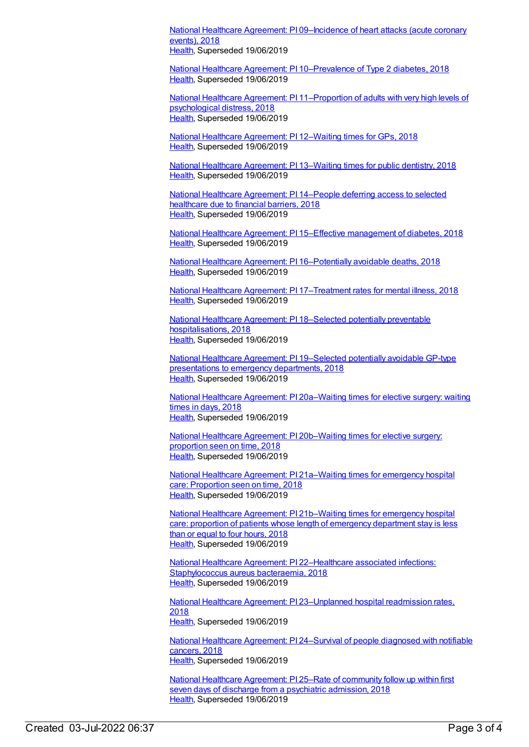National Healthcare Agreement: PI 09–Incidence of heart attacks (acute coronary events), 2018
Health, Superseded 19/06/2019

National Healthcare Agreement: PI 10–Prevalence of Type 2 diabetes, 2018
Health, Superseded 19/06/2019

National Healthcare Agreement: PI 11–Proportion of adults with very high levels of psychological distress, 2018
Health, Superseded 19/06/2019

National Healthcare Agreement: PI 12–Waiting times for GPs, 2018
Health, Superseded 19/06/2019

National Healthcare Agreement: PI 13–Waiting times for public dentistry, 2018
Health, Superseded 19/06/2019

National Healthcare Agreement: PI 14–People deferring access to selected healthcare due to financial barriers, 2018
Health, Superseded 19/06/2019

National Healthcare Agreement: PI 15–Effective management of diabetes, 2018
Health, Superseded 19/06/2019

National Healthcare Agreement: PI 16–Potentially avoidable deaths, 2018
Health, Superseded 19/06/2019

National Healthcare Agreement: PI 17–Treatment rates for mental illness, 2018
Health, Superseded 19/06/2019

National Healthcare Agreement: PI 18–Selected potentially preventable hospitalisations, 2018
Health, Superseded 19/06/2019

National Healthcare Agreement: PI 19–Selected potentially avoidable GP-type presentations to emergency departments, 2018
Health, Superseded 19/06/2019

National Healthcare Agreement: PI 20a–Waiting times for elective surgery: waiting times in days, 2018
Health, Superseded 19/06/2019

National Healthcare Agreement: PI 20b–Waiting times for elective surgery: proportion seen on time, 2018
Health, Superseded 19/06/2019

National Healthcare Agreement: PI 21a–Waiting times for emergency hospital care: Proportion seen on time, 2018
Health, Superseded 19/06/2019

National Healthcare Agreement: PI 21b–Waiting times for emergency hospital care: proportion of patients whose length of emergency department stay is less than or equal to four hours, 2018
Health, Superseded 19/06/2019

National Healthcare Agreement: PI 22–Healthcare associated infections: Staphylococcus aureus bacteraemia, 2018
Health, Superseded 19/06/2019

National Healthcare Agreement: PI 23–Unplanned hospital readmission rates, 2018
Health, Superseded 19/06/2019

National Healthcare Agreement: PI 24–Survival of people diagnosed with notifiable cancers, 2018
Health, Superseded 19/06/2019

National Healthcare Agreement: PI 25–Rate of community follow up within first seven days of discharge from a psychiatric admission, 2018
Health, Superseded 19/06/2019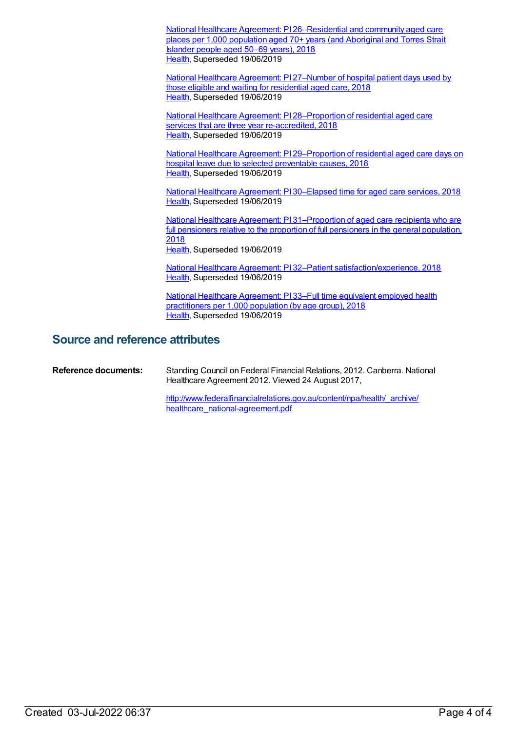National Healthcare Agreement: PI 26–Residential and community aged care places per 1,000 population aged 70+ years (and Aboriginal and Torres Strait Islander people aged 50–69 years), 2018
Health, Superseded 19/06/2019

National Healthcare Agreement: PI 27–Number of hospital patient days used by those eligible and waiting for residential aged care, 2018
Health, Superseded 19/06/2019

National Healthcare Agreement: PI 28–Proportion of residential aged care services that are three year re-accredited, 2018
Health, Superseded 19/06/2019

National Healthcare Agreement: PI 29–Proportion of residential aged care days on hospital leave due to selected preventable causes, 2018
Health, Superseded 19/06/2019

National Healthcare Agreement: PI 30–Elapsed time for aged care services, 2018
Health, Superseded 19/06/2019

National Healthcare Agreement: PI 31–Proportion of aged care recipients who are full pensioners relative to the proportion of full pensioners in the general population, 2018
Health, Superseded 19/06/2019

National Healthcare Agreement: PI 32–Patient satisfaction/experience, 2018
Health, Superseded 19/06/2019

National Healthcare Agreement: PI 33–Full time equivalent employed health practitioners per 1,000 population (by age group), 2018
Health, Superseded 19/06/2019

## Source and reference attributes

**Reference documents:** Standing Council on Federal Financial Relations, 2012. Canberra. National Healthcare Agreement 2012. Viewed 24 August 2017,

http://www.federalfinancialrelations.gov.au/content/npa/health/_archive/healthcare_national-agreement.pdf